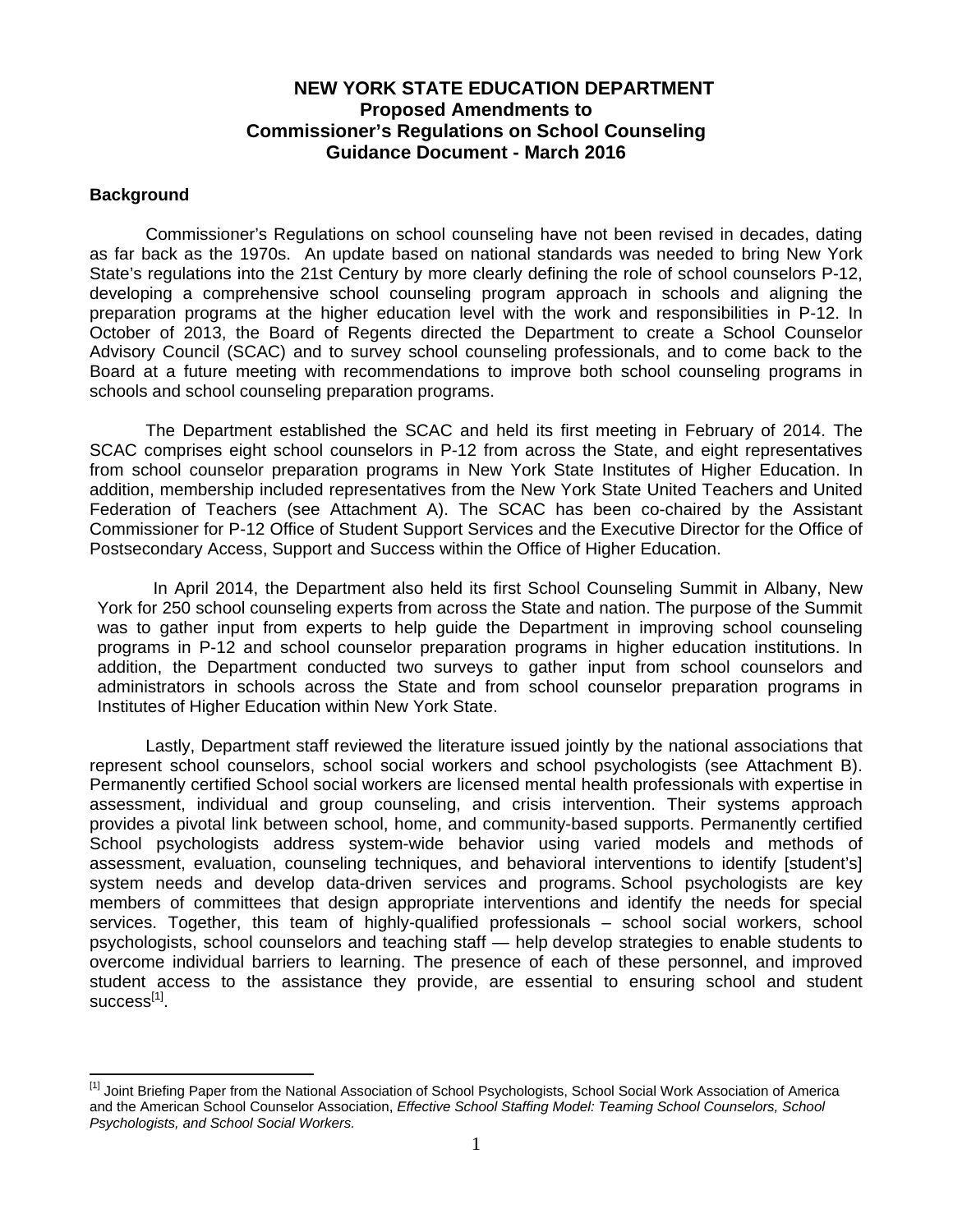# NEW YORK STATE EDUCATION DEPARTMENT
## Proposed Amendments to Commissioner's Regulations on School Counseling
## Guidance Document - March 2016

**Background**

Commissioner's Regulations on school counseling have not been revised in decades, dating as far back as the 1970s. An update based on national standards was needed to bring New York State's regulations into the 21st Century by more clearly defining the role of school counselors P-12, developing a comprehensive school counseling program approach in schools and aligning the preparation programs at the higher education level with the work and responsibilities in P-12. In October of 2013, the Board of Regents directed the Department to create a School Counselor Advisory Council (SCAC) and to survey school counseling professionals, and to come back to the Board at a future meeting with recommendations to improve both school counseling programs in schools and school counseling preparation programs.

The Department established the SCAC and held its first meeting in February of 2014. The SCAC comprises eight school counselors in P-12 from across the State, and eight representatives from school counselor preparation programs in New York State Institutes of Higher Education. In addition, membership included representatives from the New York State United Teachers and United Federation of Teachers (see Attachment A). The SCAC has been co-chaired by the Assistant Commissioner for P-12 Office of Student Support Services and the Executive Director for the Office of Postsecondary Access, Support and Success within the Office of Higher Education.

In April 2014, the Department also held its first School Counseling Summit in Albany, New York for 250 school counseling experts from across the State and nation. The purpose of the Summit was to gather input from experts to help guide the Department in improving school counseling programs in P-12 and school counselor preparation programs in higher education institutions. In addition, the Department conducted two surveys to gather input from school counselors and administrators in schools across the State and from school counselor preparation programs in Institutes of Higher Education within New York State.

Lastly, Department staff reviewed the literature issued jointly by the national associations that represent school counselors, school social workers and school psychologists (see Attachment B). Permanently certified School social workers are licensed mental health professionals with expertise in assessment, individual and group counseling, and crisis intervention. Their systems approach provides a pivotal link between school, home, and community-based supports. Permanently certified School psychologists address system-wide behavior using varied models and methods of assessment, evaluation, counseling techniques, and behavioral interventions to identify [student's] system needs and develop data-driven services and programs. School psychologists are key members of committees that design appropriate interventions and identify the needs for special services. Together, this team of highly-qualified professionals – school social workers, school psychologists, school counselors and teaching staff — help develop strategies to enable students to overcome individual barriers to learning. The presence of each of these personnel, and improved student access to the assistance they provide, are essential to ensuring school and student success[1].

---

[1] Joint Briefing Paper from the National Association of School Psychologists, School Social Work Association of America and the American School Counselor Association, *Effective School Staffing Model: Teaming School Counselors, School Psychologists, and School Social Workers.*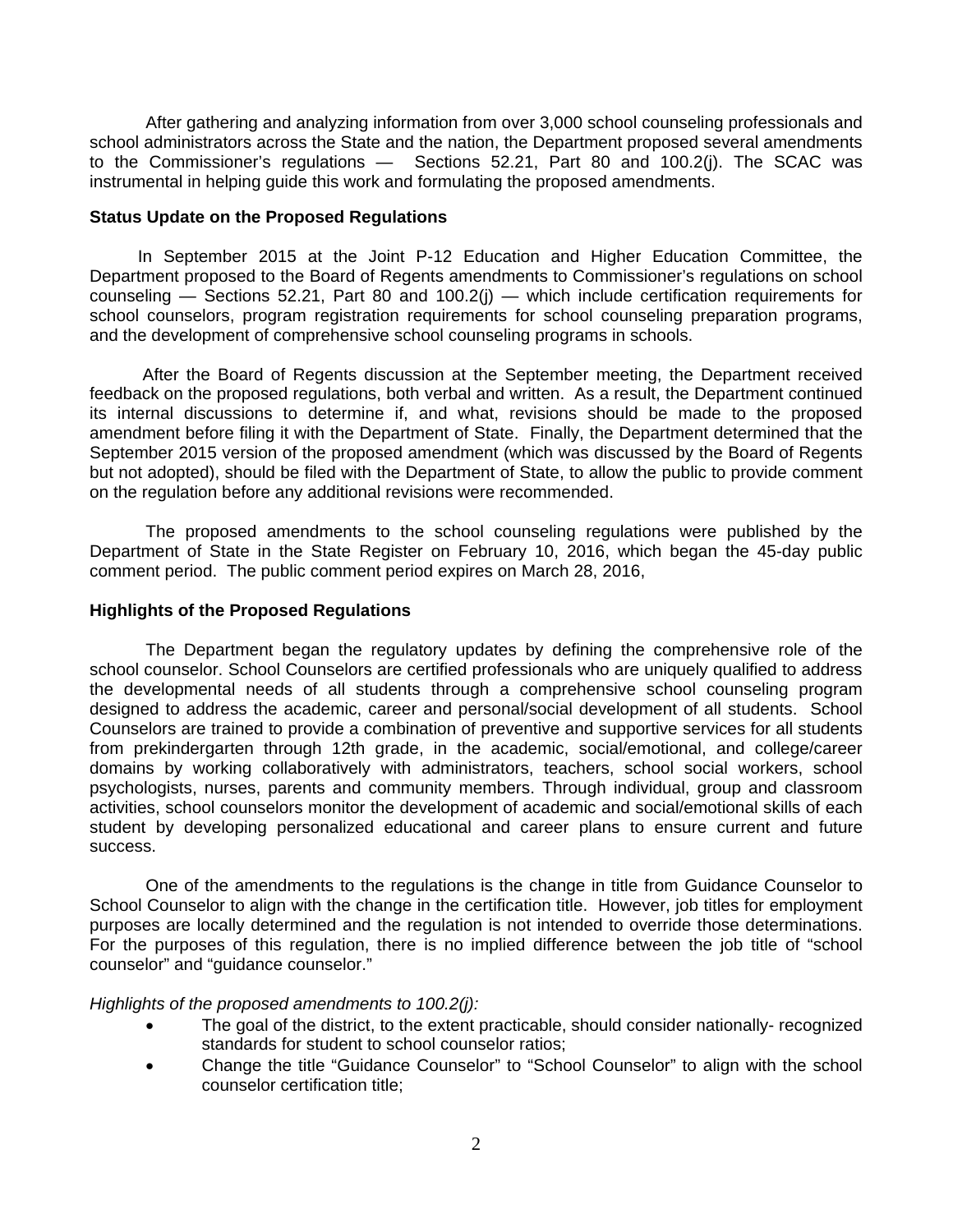After gathering and analyzing information from over 3,000 school counseling professionals and school administrators across the State and the nation, the Department proposed several amendments to the Commissioner's regulations — Sections 52.21, Part 80 and 100.2(j). The SCAC was instrumental in helping guide this work and formulating the proposed amendments.

**Status Update on the Proposed Regulations**

In September 2015 at the Joint P-12 Education and Higher Education Committee, the Department proposed to the Board of Regents amendments to Commissioner's regulations on school counseling — Sections 52.21, Part 80 and 100.2(j) — which include certification requirements for school counselors, program registration requirements for school counseling preparation programs, and the development of comprehensive school counseling programs in schools.

After the Board of Regents discussion at the September meeting, the Department received feedback on the proposed regulations, both verbal and written. As a result, the Department continued its internal discussions to determine if, and what, revisions should be made to the proposed amendment before filing it with the Department of State. Finally, the Department determined that the September 2015 version of the proposed amendment (which was discussed by the Board of Regents but not adopted), should be filed with the Department of State, to allow the public to provide comment on the regulation before any additional revisions were recommended.

The proposed amendments to the school counseling regulations were published by the Department of State in the State Register on February 10, 2016, which began the 45-day public comment period. The public comment period expires on March 28, 2016,

**Highlights of the Proposed Regulations**

The Department began the regulatory updates by defining the comprehensive role of the school counselor. School Counselors are certified professionals who are uniquely qualified to address the developmental needs of all students through a comprehensive school counseling program designed to address the academic, career and personal/social development of all students. School Counselors are trained to provide a combination of preventive and supportive services for all students from prekindergarten through 12th grade, in the academic, social/emotional, and college/career domains by working collaboratively with administrators, teachers, school social workers, school psychologists, nurses, parents and community members. Through individual, group and classroom activities, school counselors monitor the development of academic and social/emotional skills of each student by developing personalized educational and career plans to ensure current and future success.

One of the amendments to the regulations is the change in title from Guidance Counselor to School Counselor to align with the change in the certification title. However, job titles for employment purposes are locally determined and the regulation is not intended to override those determinations. For the purposes of this regulation, there is no implied difference between the job title of "school counselor" and "guidance counselor."

*Highlights of the proposed amendments to 100.2(j):*

- The goal of the district, to the extent practicable, should consider nationally- recognized standards for student to school counselor ratios;
- Change the title "Guidance Counselor" to "School Counselor" to align with the school counselor certification title;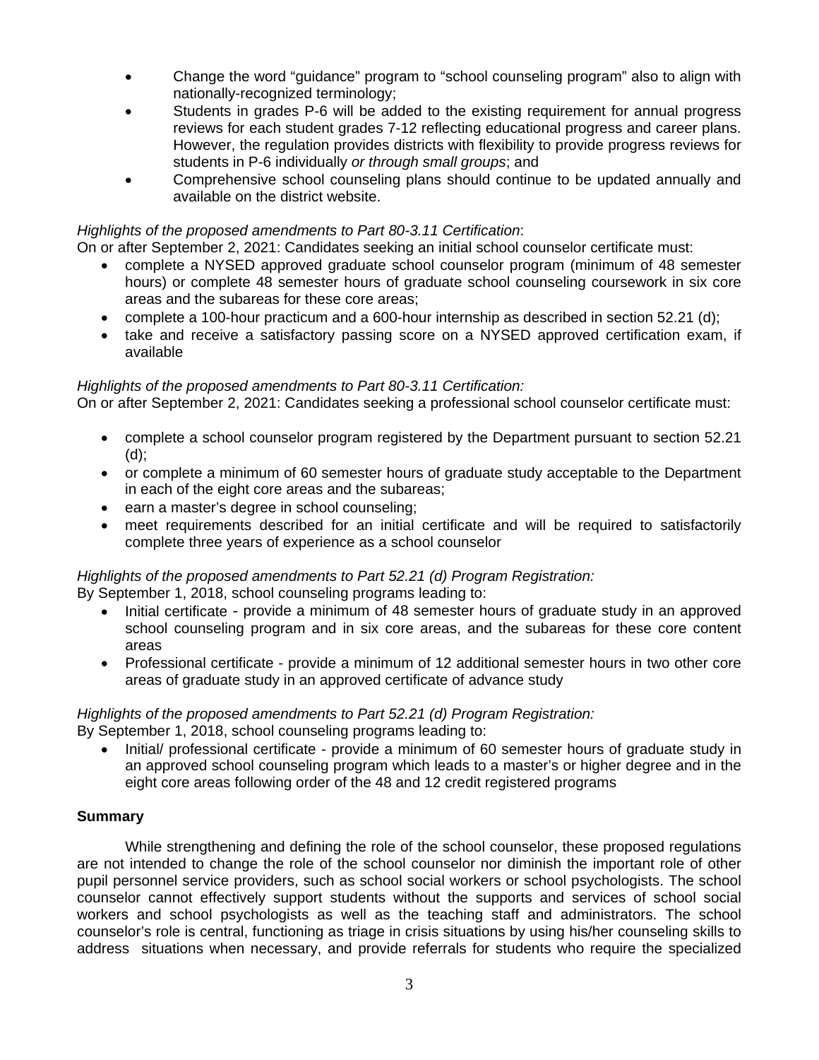- Change the word "guidance" program to "school counseling program" also to align with nationally-recognized terminology;
- Students in grades P-6 will be added to the existing requirement for annual progress reviews for each student grades 7-12 reflecting educational progress and career plans. However, the regulation provides districts with flexibility to provide progress reviews for students in P-6 individually *or through small groups*; and
- Comprehensive school counseling plans should continue to be updated annually and available on the district website.

*Highlights of the proposed amendments to Part 80-3.11 Certification*:
On or after September 2, 2021: Candidates seeking an initial school counselor certificate must:

- complete a NYSED approved graduate school counselor program (minimum of 48 semester hours) or complete 48 semester hours of graduate school counseling coursework in six core areas and the subareas for these core areas;
- complete a 100-hour practicum and a 600-hour internship as described in section 52.21 (d);
- take and receive a satisfactory passing score on a NYSED approved certification exam, if available

*Highlights of the proposed amendments to Part 80-3.11 Certification:*
On or after September 2, 2021: Candidates seeking a professional school counselor certificate must:

- complete a school counselor program registered by the Department pursuant to section 52.21 (d);
- or complete a minimum of 60 semester hours of graduate study acceptable to the Department in each of the eight core areas and the subareas;
- earn a master's degree in school counseling;
- meet requirements described for an initial certificate and will be required to satisfactorily complete three years of experience as a school counselor

*Highlights of the proposed amendments to Part 52.21 (d) Program Registration:*
By September 1, 2018, school counseling programs leading to:

- Initial certificate - provide a minimum of 48 semester hours of graduate study in an approved school counseling program and in six core areas, and the subareas for these core content areas
- Professional certificate - provide a minimum of 12 additional semester hours in two other core areas of graduate study in an approved certificate of advance study

*Highlights of the proposed amendments to Part 52.21 (d) Program Registration:*
By September 1, 2018, school counseling programs leading to:

- Initial/ professional certificate - provide a minimum of 60 semester hours of graduate study in an approved school counseling program which leads to a master's or higher degree and in the eight core areas following order of the 48 and 12 credit registered programs

**Summary**

While strengthening and defining the role of the school counselor, these proposed regulations are not intended to change the role of the school counselor nor diminish the important role of other pupil personnel service providers, such as school social workers or school psychologists. The school counselor cannot effectively support students without the supports and services of school social workers and school psychologists as well as the teaching staff and administrators. The school counselor's role is central, functioning as triage in crisis situations by using his/her counseling skills to address situations when necessary, and provide referrals for students who require the specialized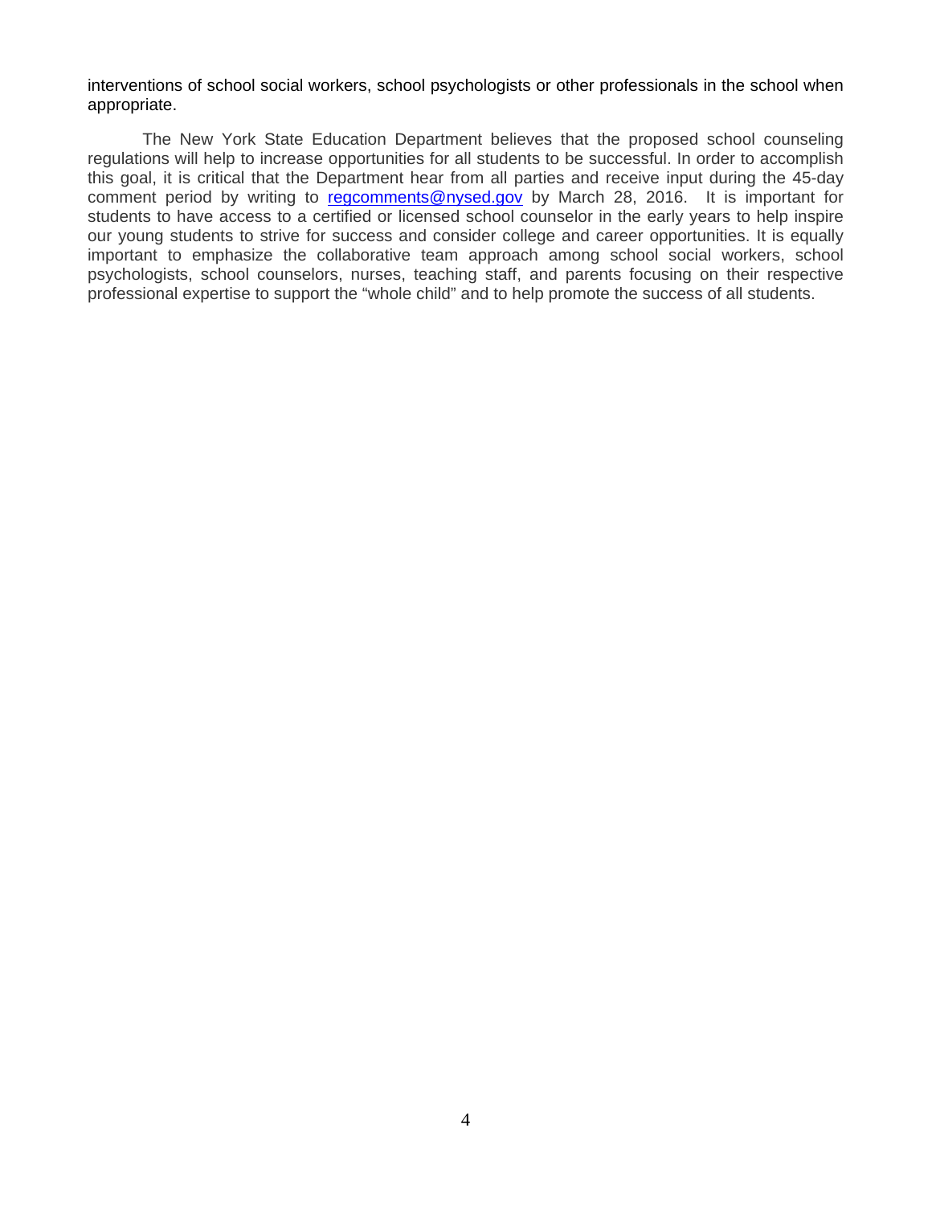interventions of school social workers, school psychologists or other professionals in the school when appropriate.

The New York State Education Department believes that the proposed school counseling regulations will help to increase opportunities for all students to be successful. In order to accomplish this goal, it is critical that the Department hear from all parties and receive input during the 45-day comment period by writing to regcomments@nysed.gov by March 28, 2016. It is important for students to have access to a certified or licensed school counselor in the early years to help inspire our young students to strive for success and consider college and career opportunities. It is equally important to emphasize the collaborative team approach among school social workers, school psychologists, school counselors, nurses, teaching staff, and parents focusing on their respective professional expertise to support the "whole child" and to help promote the success of all students.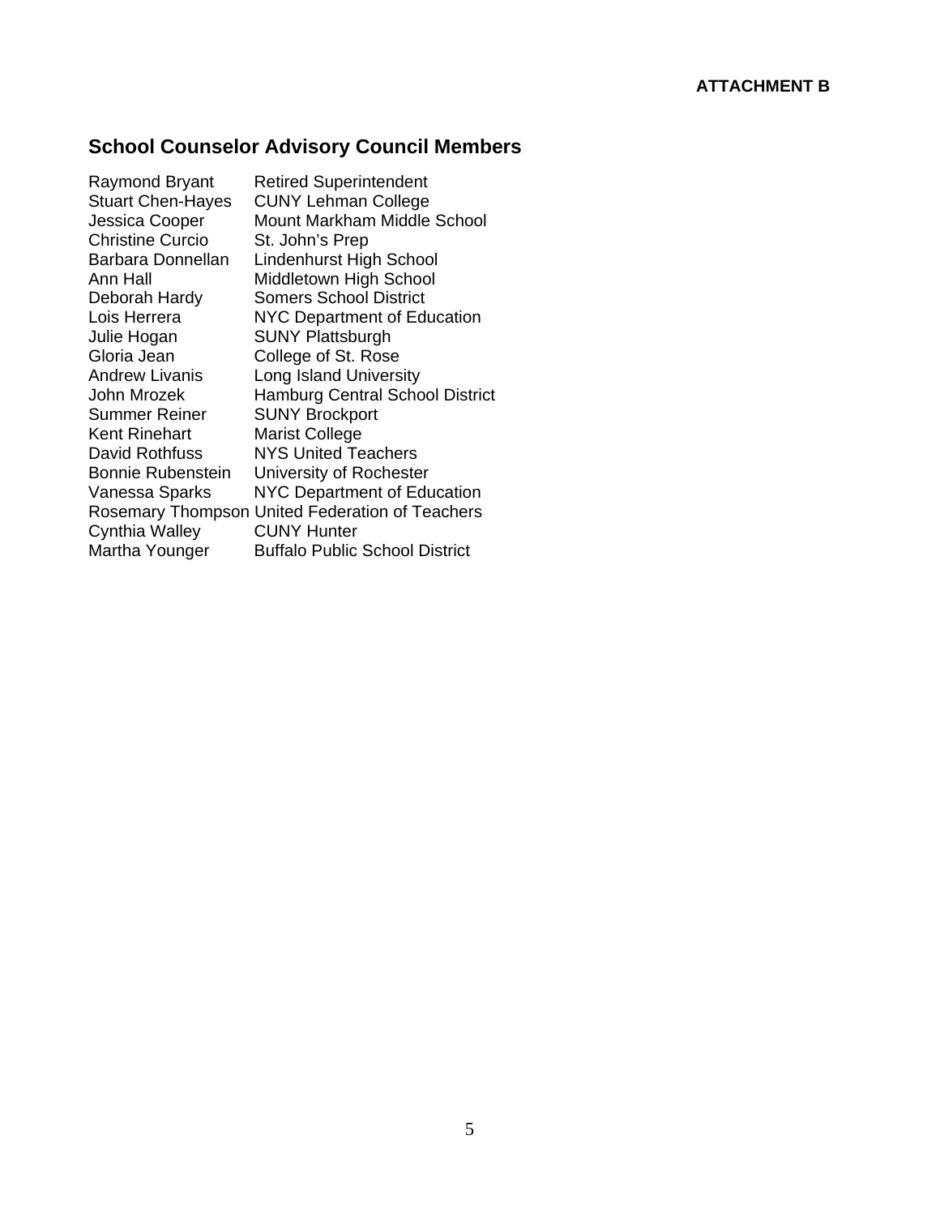**ATTACHMENT B**

## School Counselor Advisory Council Members

| | |
|---|---|
| Raymond Bryant | Retired Superintendent |
| Stuart Chen-Hayes | CUNY Lehman College |
| Jessica Cooper | Mount Markham Middle School |
| Christine Curcio | St. John's Prep |
| Barbara Donnellan | Lindenhurst High School |
| Ann Hall | Middletown High School |
| Deborah Hardy | Somers School District |
| Lois Herrera | NYC Department of Education |
| Julie Hogan | SUNY Plattsburgh |
| Gloria Jean | College of St. Rose |
| Andrew Livanis | Long Island University |
| John Mrozek | Hamburg Central School District |
| Summer Reiner | SUNY Brockport |
| Kent Rinehart | Marist College |
| David Rothfuss | NYS United Teachers |
| Bonnie Rubenstein | University of Rochester |
| Vanessa Sparks | NYC Department of Education |
| Rosemary Thompson | United Federation of Teachers |
| Cynthia Walley | CUNY Hunter |
| Martha Younger | Buffalo Public School District |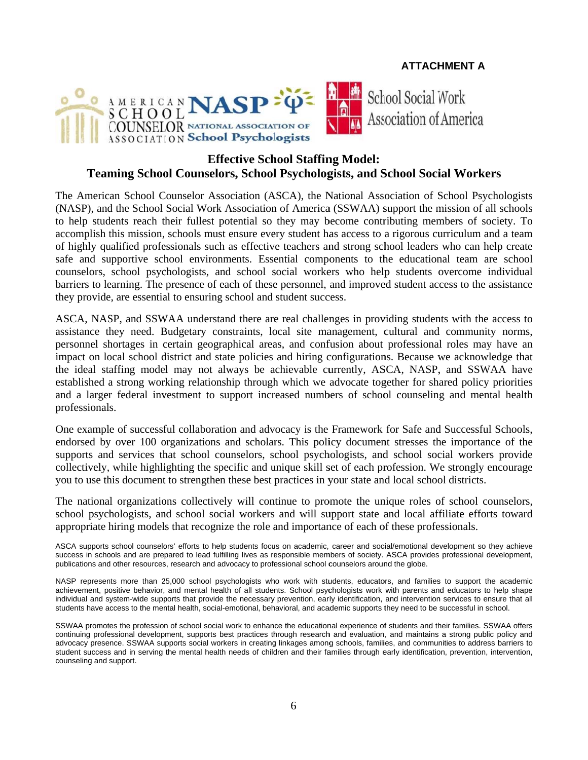**ATTACHMENT A**

AMERICAN SCHOOL COUNSELOR ASSOCIATION NASP NATIONAL ASSOCIATION OF School Psychologists School Social Work Association of America

## Effective School Staffing Model: Teaming School Counselors, School Psychologists, and School Social Workers

The American School Counselor Association (ASCA), the National Association of School Psychologists (NASP), and the School Social Work Association of America (SSWAA) support the mission of all schools to help students reach their fullest potential so they may become contributing members of society. To accomplish this mission, schools must ensure every student has access to a rigorous curriculum and a team of highly qualified professionals such as effective teachers and strong school leaders who can help create safe and supportive school environments. Essential components to the educational team are school counselors, school psychologists, and school social workers who help students overcome individual barriers to learning. The presence of each of these personnel, and improved student access to the assistance they provide, are essential to ensuring school and student success.

ASCA, NASP, and SSWAA understand there are real challenges in providing students with the access to assistance they need. Budgetary constraints, local site management, cultural and community norms, personnel shortages in certain geographical areas, and confusion about professional roles may have an impact on local school district and state policies and hiring configurations. Because we acknowledge that the ideal staffing model may not always be achievable currently, ASCA, NASP, and SSWAA have established a strong working relationship through which we advocate together for shared policy priorities and a larger federal investment to support increased numbers of school counseling and mental health professionals.

One example of successful collaboration and advocacy is the Framework for Safe and Successful Schools, endorsed by over 100 organizations and scholars. This policy document stresses the importance of the supports and services that school counselors, school psychologists, and school social workers provide collectively, while highlighting the specific and unique skill set of each profession. We strongly encourage you to use this document to strengthen these best practices in your state and local school districts.

The national organizations collectively will continue to promote the unique roles of school counselors, school psychologists, and school social workers and will support state and local affiliate efforts toward appropriate hiring models that recognize the role and importance of each of these professionals.

ASCA supports school counselors' efforts to help students focus on academic, career and social/emotional development so they achieve success in schools and are prepared to lead fulfilling lives as responsible members of society. ASCA provides professional development, publications and other resources, research and advocacy to professional school counselors around the globe.

NASP represents more than 25,000 school psychologists who work with students, educators, and families to support the academic achievement, positive behavior, and mental health of all students. School psychologists work with parents and educators to help shape individual and system-wide supports that provide the necessary prevention, early identification, and intervention services to ensure that all students have access to the mental health, social-emotional, behavioral, and academic supports they need to be successful in school.

SSWAA promotes the profession of school social work to enhance the educational experience of students and their families. SSWAA offers continuing professional development, supports best practices through research and evaluation, and maintains a strong public policy and advocacy presence. SSWAA supports social workers in creating linkages among schools, families, and communities to address barriers to student success and in serving the mental health needs of children and their families through early identification, prevention, intervention, counseling and support.